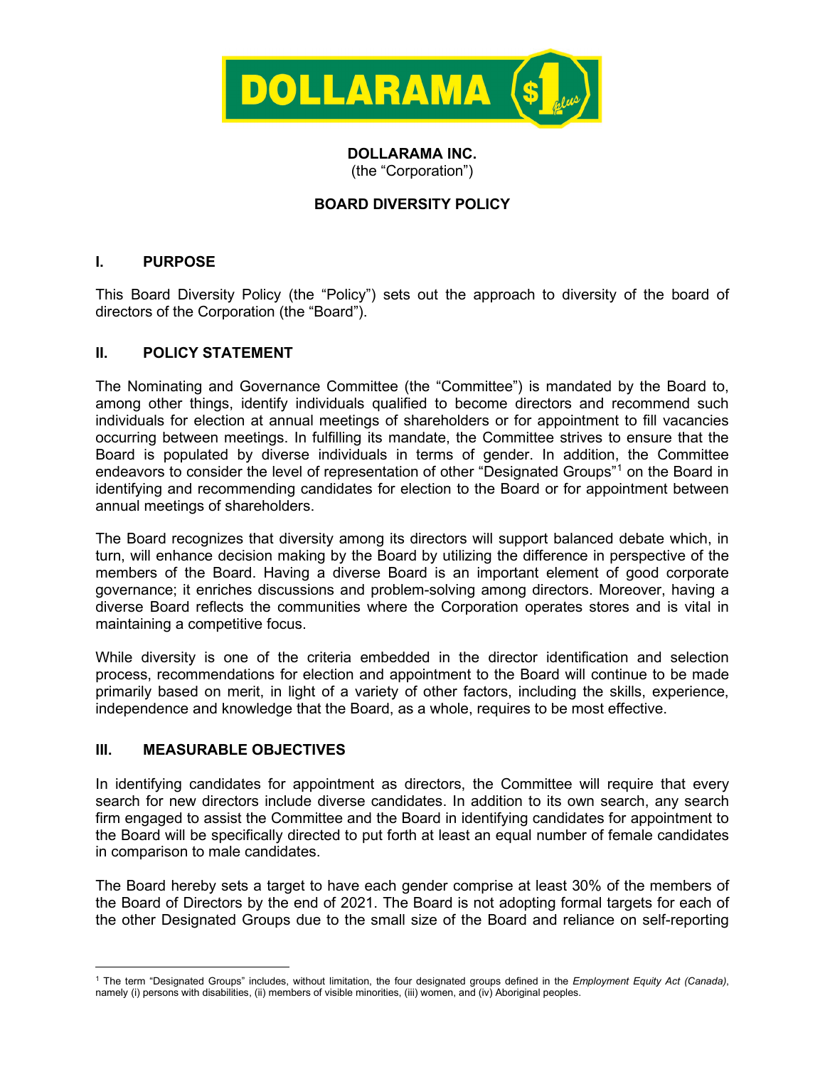**DOLLARAMA INC.**
(the "Corporation")

**BOARD DIVERSITY POLICY**

## I. PURPOSE

This Board Diversity Policy (the "Policy") sets out the approach to diversity of the board of directors of the Corporation (the "Board").

## II. POLICY STATEMENT

The Nominating and Governance Committee (the "Committee") is mandated by the Board to, among other things, identify individuals qualified to become directors and recommend such individuals for election at annual meetings of shareholders or for appointment to fill vacancies occurring between meetings. In fulfilling its mandate, the Committee strives to ensure that the Board is populated by diverse individuals in terms of gender. In addition, the Committee endeavors to consider the level of representation of other "Designated Groups"[1] on the Board in identifying and recommending candidates for election to the Board or for appointment between annual meetings of shareholders.

The Board recognizes that diversity among its directors will support balanced debate which, in turn, will enhance decision making by the Board by utilizing the difference in perspective of the members of the Board. Having a diverse Board is an important element of good corporate governance; it enriches discussions and problem-solving among directors. Moreover, having a diverse Board reflects the communities where the Corporation operates stores and is vital in maintaining a competitive focus.

While diversity is one of the criteria embedded in the director identification and selection process, recommendations for election and appointment to the Board will continue to be made primarily based on merit, in light of a variety of other factors, including the skills, experience, independence and knowledge that the Board, as a whole, requires to be most effective.

## III. MEASURABLE OBJECTIVES

In identifying candidates for appointment as directors, the Committee will require that every search for new directors include diverse candidates. In addition to its own search, any search firm engaged to assist the Committee and the Board in identifying candidates for appointment to the Board will be specifically directed to put forth at least an equal number of female candidates in comparison to male candidates.

The Board hereby sets a target to have each gender comprise at least 30% of the members of the Board of Directors by the end of 2021. The Board is not adopting formal targets for each of the other Designated Groups due to the small size of the Board and reliance on self-reporting

[1] The term "Designated Groups" includes, without limitation, the four designated groups defined in the *Employment Equity Act (Canada)*, namely (i) persons with disabilities, (ii) members of visible minorities, (iii) women, and (iv) Aboriginal peoples.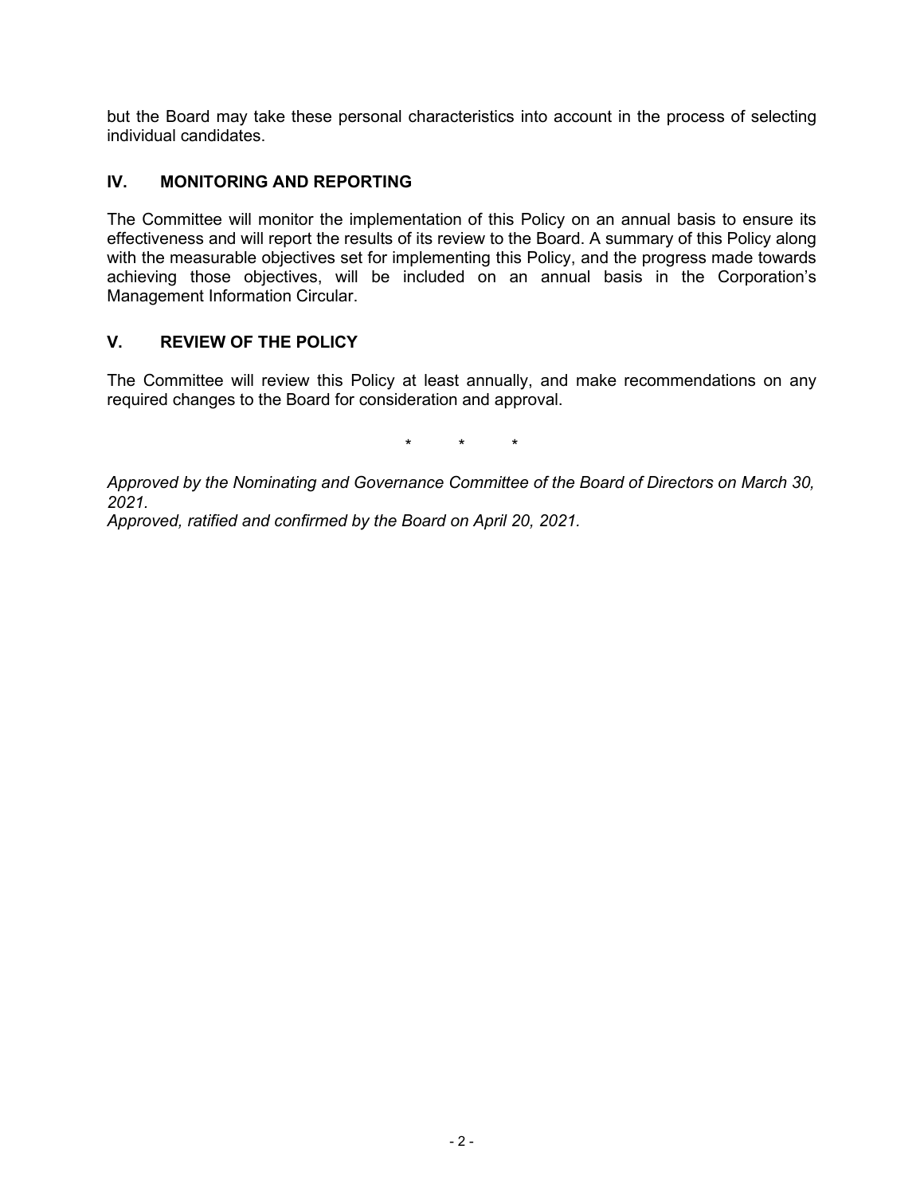but the Board may take these personal characteristics into account in the process of selecting individual candidates.

## IV. MONITORING AND REPORTING

The Committee will monitor the implementation of this Policy on an annual basis to ensure its effectiveness and will report the results of its review to the Board. A summary of this Policy along with the measurable objectives set for implementing this Policy, and the progress made towards achieving those objectives, will be included on an annual basis in the Corporation's Management Information Circular.

## V. REVIEW OF THE POLICY

The Committee will review this Policy at least annually, and make recommendations on any required changes to the Board for consideration and approval.

\* \* \*

*Approved by the Nominating and Governance Committee of the Board of Directors on March 30, 2021.*

*Approved, ratified and confirmed by the Board on April 20, 2021.*